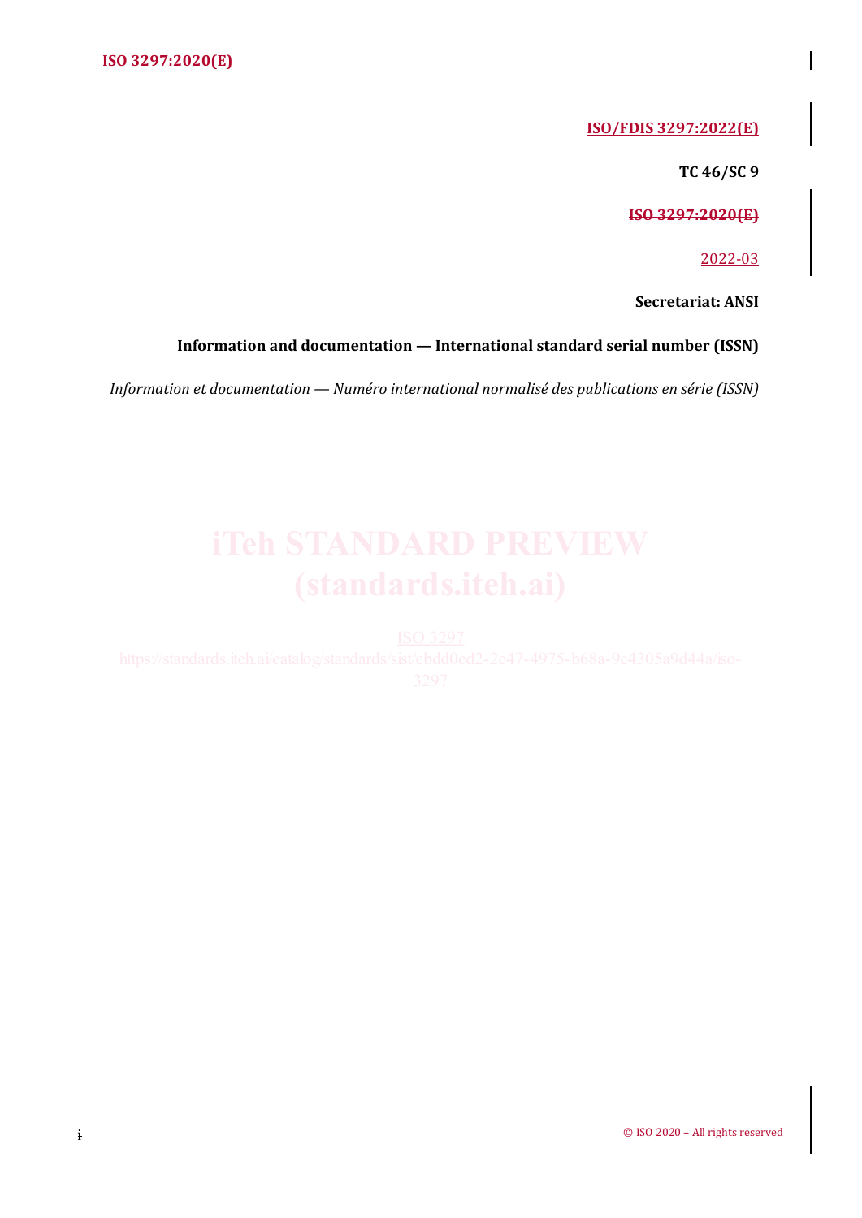ISO/FDIS 3297:2022(E)

TC 46/SC 9

ISO 3297:2020(E)

2022-03

Secretariat: ANSI

**Information and documentation — International standard serial number (ISSN)**

*Information et documentation — Numéro international normalisé des publications en série (ISSN)*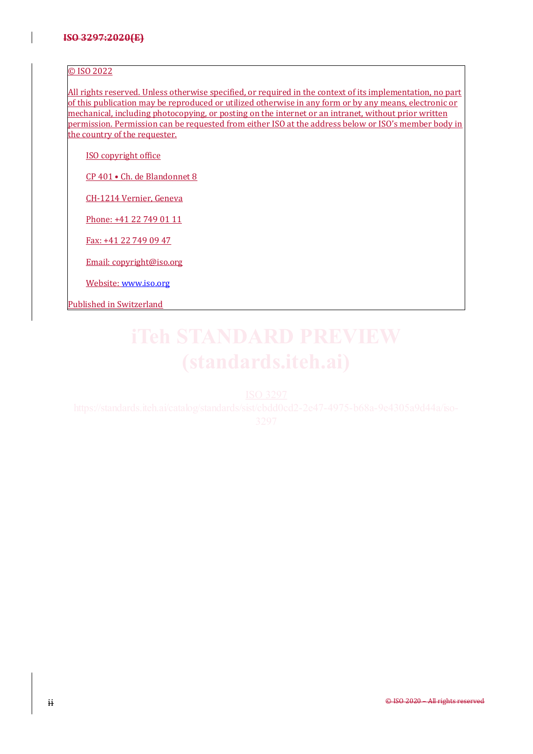© ISO 2022

All rights reserved. Unless otherwise specified, or required in the context of its implementation, no part of this publication may be reproduced or utilized otherwise in any form or by any means, electronic or mechanical, including photocopying, or posting on the internet or an intranet, without prior written permission. Permission can be requested from either ISO at the address below or ISO's member body in the country of the requester.

ISO copyright office

CP 401 • Ch. de Blandonnet 8

CH-1214 Vernier, Geneva

Phone: +41 22 749 01 11

Fax: +41 22 749 09 47

Email: copyright@iso.org

Website: www.iso.org

Published in Switzerland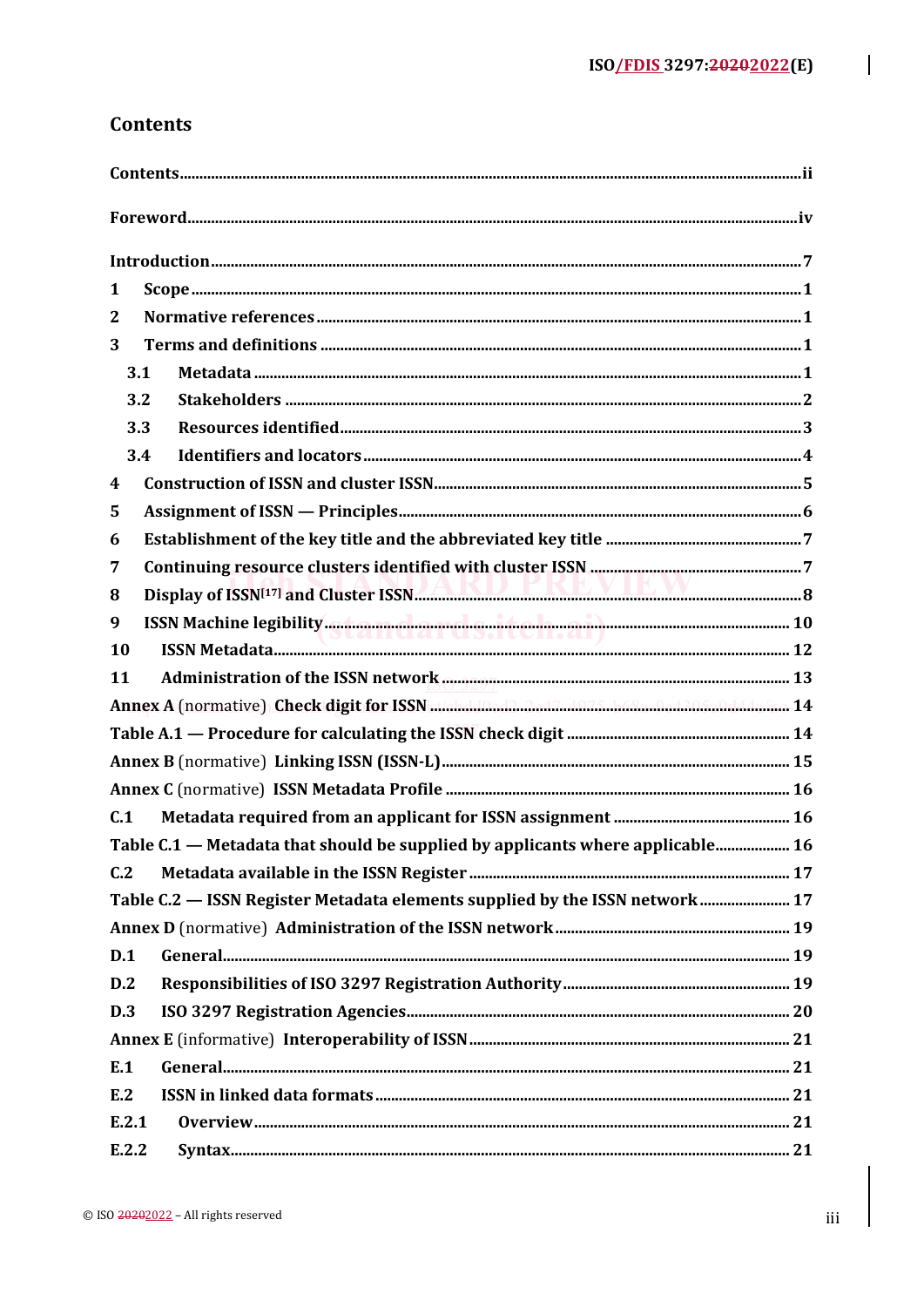# Contents

Contents ... ii

Foreword ... iv

Introduction ... 7

1 Scope ... 1

2 Normative references ... 1

3 Terms and definitions ... 1

3.1 Metadata ... 1

3.2 Stakeholders ... 2

3.3 Resources identified ... 3

3.4 Identifiers and locators ... 4

4 Construction of ISSN and cluster ISSN ... 5

5 Assignment of ISSN — Principles ... 6

6 Establishment of the key title and the abbreviated key title ... 7

7 Continuing resource clusters identified with cluster ISSN ... 7

8 Display of ISSN[17] and Cluster ISSN ... 8

9 ISSN Machine legibility ... 10

10 ISSN Metadata ... 12

11 Administration of the ISSN network ... 13

Annex A (normative) Check digit for ISSN ... 14

Table A.1 — Procedure for calculating the ISSN check digit ... 14

Annex B (normative) Linking ISSN (ISSN-L) ... 15

Annex C (normative) ISSN Metadata Profile ... 16

C.1 Metadata required from an applicant for ISSN assignment ... 16

Table C.1 — Metadata that should be supplied by applicants where applicable ... 16

C.2 Metadata available in the ISSN Register ... 17

Table C.2 — ISSN Register Metadata elements supplied by the ISSN network ... 17

Annex D (normative) Administration of the ISSN network ... 19

D.1 General ... 19

D.2 Responsibilities of ISO 3297 Registration Authority ... 19

D.3 ISO 3297 Registration Agencies ... 20

Annex E (informative) Interoperability of ISSN ... 21

E.1 General ... 21

E.2 ISSN in linked data formats ... 21

E.2.1 Overview ... 21

E.2.2 Syntax ... 21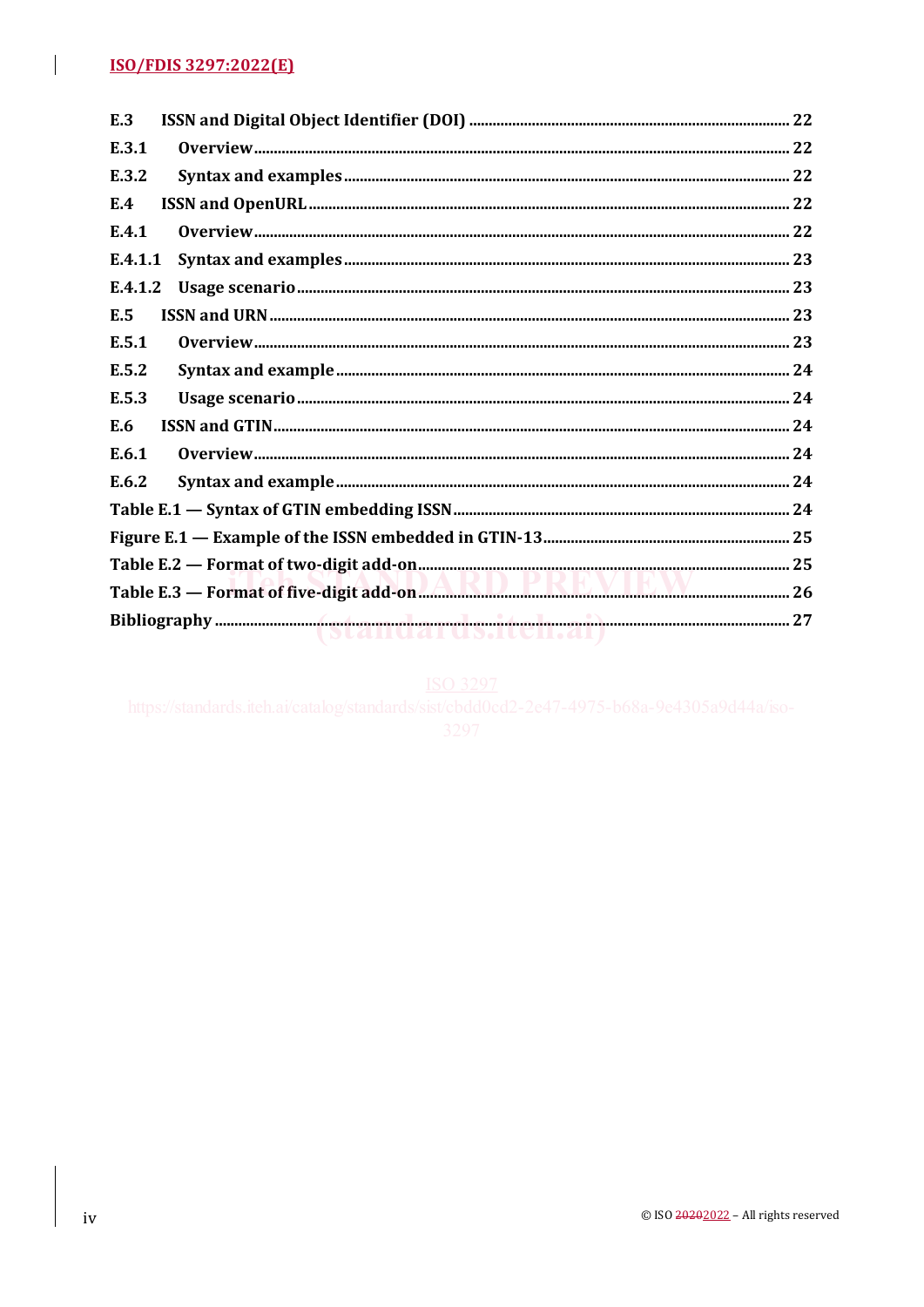E.3 ISSN and Digital Object Identifier (DOI) ..... 22

E.3.1 Overview ..... 22

E.3.2 Syntax and examples ..... 22

E.4 ISSN and OpenURL ..... 22

E.4.1 Overview ..... 22

E.4.1.1 Syntax and examples ..... 23

E.4.1.2 Usage scenario ..... 23

E.5 ISSN and URN ..... 23

E.5.1 Overview ..... 23

E.5.2 Syntax and example ..... 24

E.5.3 Usage scenario ..... 24

E.6 ISSN and GTIN ..... 24

E.6.1 Overview ..... 24

E.6.2 Syntax and example ..... 24

Table E.1 — Syntax of GTIN embedding ISSN ..... 24

Figure E.1 — Example of the ISSN embedded in GTIN-13 ..... 25

Table E.2 — Format of two-digit add-on ..... 25

Table E.3 — Format of five-digit add-on ..... 26

Bibliography ..... 27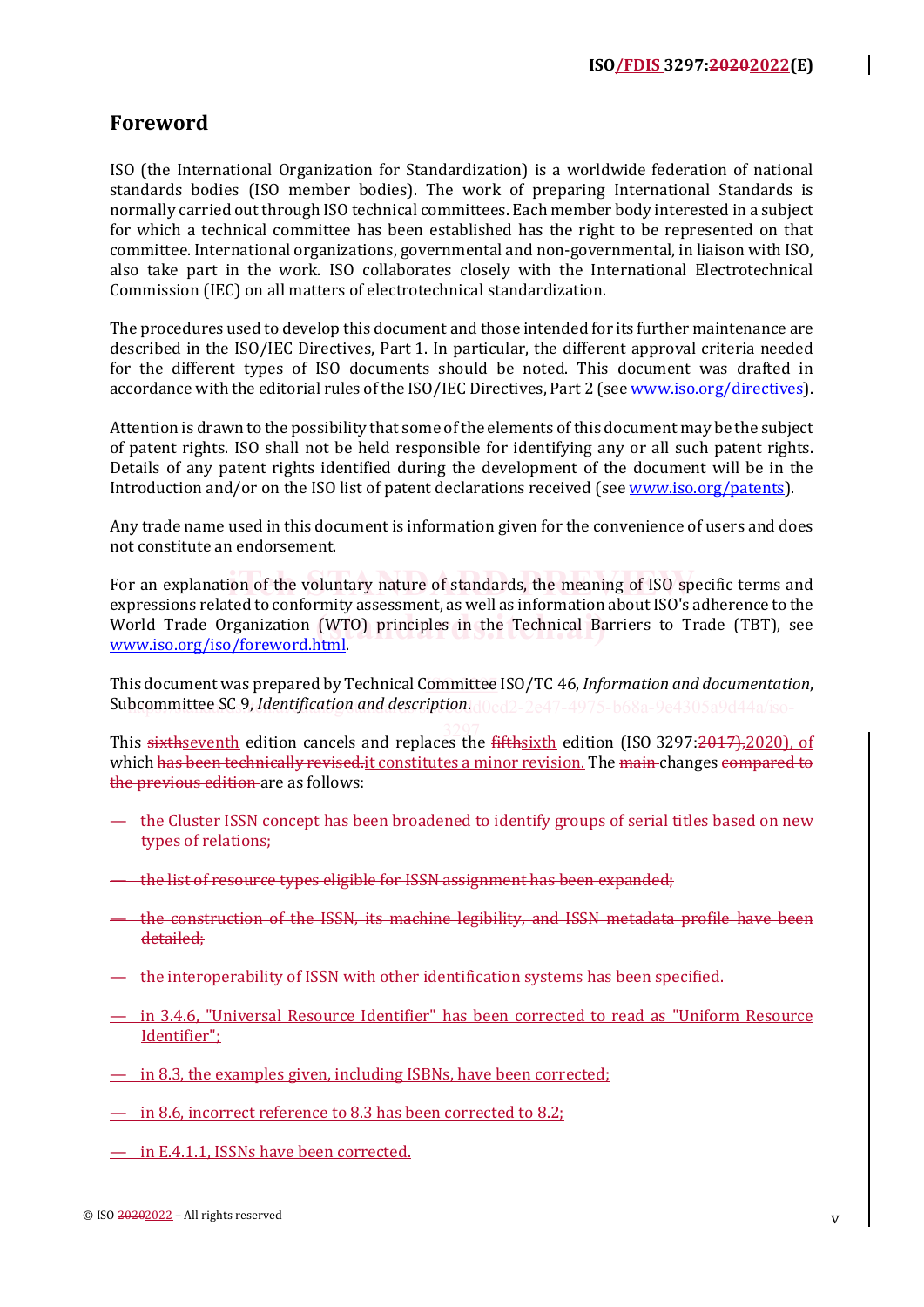# Foreword

ISO (the International Organization for Standardization) is a worldwide federation of national standards bodies (ISO member bodies). The work of preparing International Standards is normally carried out through ISO technical committees. Each member body interested in a subject for which a technical committee has been established has the right to be represented on that committee. International organizations, governmental and non-governmental, in liaison with ISO, also take part in the work. ISO collaborates closely with the International Electrotechnical Commission (IEC) on all matters of electrotechnical standardization.

The procedures used to develop this document and those intended for its further maintenance are described in the ISO/IEC Directives, Part 1. In particular, the different approval criteria needed for the different types of ISO documents should be noted. This document was drafted in accordance with the editorial rules of the ISO/IEC Directives, Part 2 (see www.iso.org/directives).

Attention is drawn to the possibility that some of the elements of this document may be the subject of patent rights. ISO shall not be held responsible for identifying any or all such patent rights. Details of any patent rights identified during the development of the document will be in the Introduction and/or on the ISO list of patent declarations received (see www.iso.org/patents).

Any trade name used in this document is information given for the convenience of users and does not constitute an endorsement.

For an explanation of the voluntary nature of standards, the meaning of ISO specific terms and expressions related to conformity assessment, as well as information about ISO's adherence to the World Trade Organization (WTO) principles in the Technical Barriers to Trade (TBT), see www.iso.org/iso/foreword.html.

This document was prepared by Technical Committee ISO/TC 46, *Information and documentation*, Subcommittee SC 9, *Identification and description*.

This ~~sixth~~seventh edition cancels and replaces the ~~fifth~~sixth edition (ISO 3297:~~2017),~~2020), of which ~~has been technically revised.~~it constitutes a minor revision. The ~~main~~ changes ~~compared to the previous edition~~ are as follows:

- ~~the Cluster ISSN concept has been broadened to identify groups of serial titles based on new types of relations;~~
- ~~the list of resource types eligible for ISSN assignment has been expanded;~~
- ~~the construction of the ISSN, its machine legibility, and ISSN metadata profile have been detailed;~~
- ~~the interoperability of ISSN with other identification systems has been specified.~~
- in 3.4.6, "Universal Resource Identifier" has been corrected to read as "Uniform Resource Identifier";
- in 8.3, the examples given, including ISBNs, have been corrected;
- in 8.6, incorrect reference to 8.3 has been corrected to 8.2;
- in E.4.1.1, ISSNs have been corrected.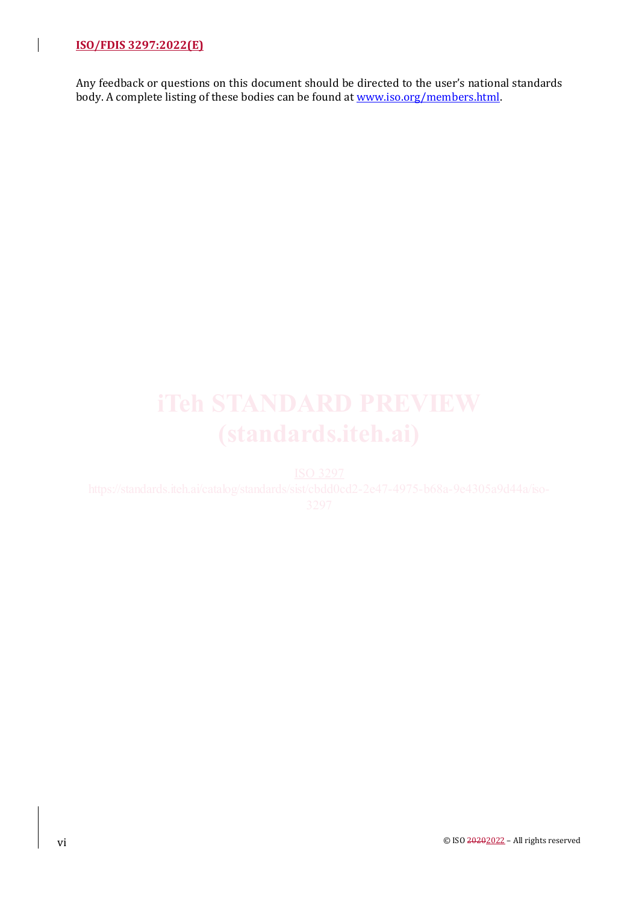Any feedback or questions on this document should be directed to the user's national standards body. A complete listing of these bodies can be found at www.iso.org/members.html.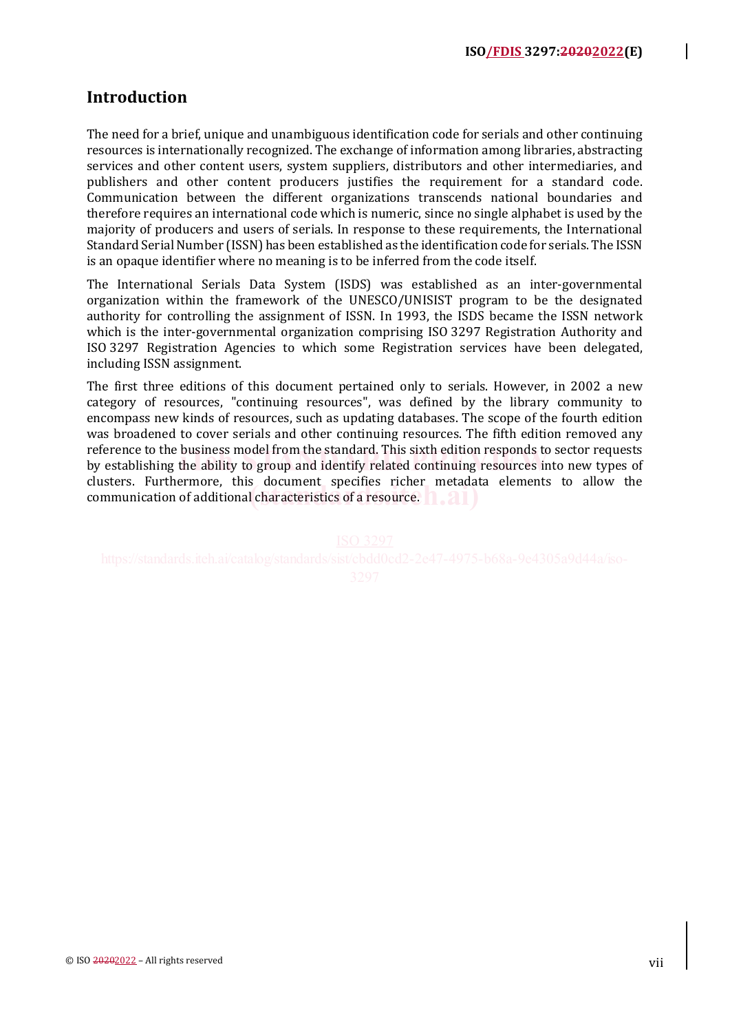## Introduction

The need for a brief, unique and unambiguous identification code for serials and other continuing resources is internationally recognized. The exchange of information among libraries, abstracting services and other content users, system suppliers, distributors and other intermediaries, and publishers and other content producers justifies the requirement for a standard code. Communication between the different organizations transcends national boundaries and therefore requires an international code which is numeric, since no single alphabet is used by the majority of producers and users of serials. In response to these requirements, the International Standard Serial Number (ISSN) has been established as the identification code for serials. The ISSN is an opaque identifier where no meaning is to be inferred from the code itself.

The International Serials Data System (ISDS) was established as an inter-governmental organization within the framework of the UNESCO/UNISIST program to be the designated authority for controlling the assignment of ISSN. In 1993, the ISDS became the ISSN network which is the inter-governmental organization comprising ISO 3297 Registration Authority and ISO 3297 Registration Agencies to which some Registration services have been delegated, including ISSN assignment.

The first three editions of this document pertained only to serials. However, in 2002 a new category of resources, "continuing resources", was defined by the library community to encompass new kinds of resources, such as updating databases. The scope of the fourth edition was broadened to cover serials and other continuing resources. The fifth edition removed any reference to the business model from the standard. This sixth edition responds to sector requests by establishing the ability to group and identify related continuing resources into new types of clusters. Furthermore, this document specifies richer metadata elements to allow the communication of additional characteristics of a resource.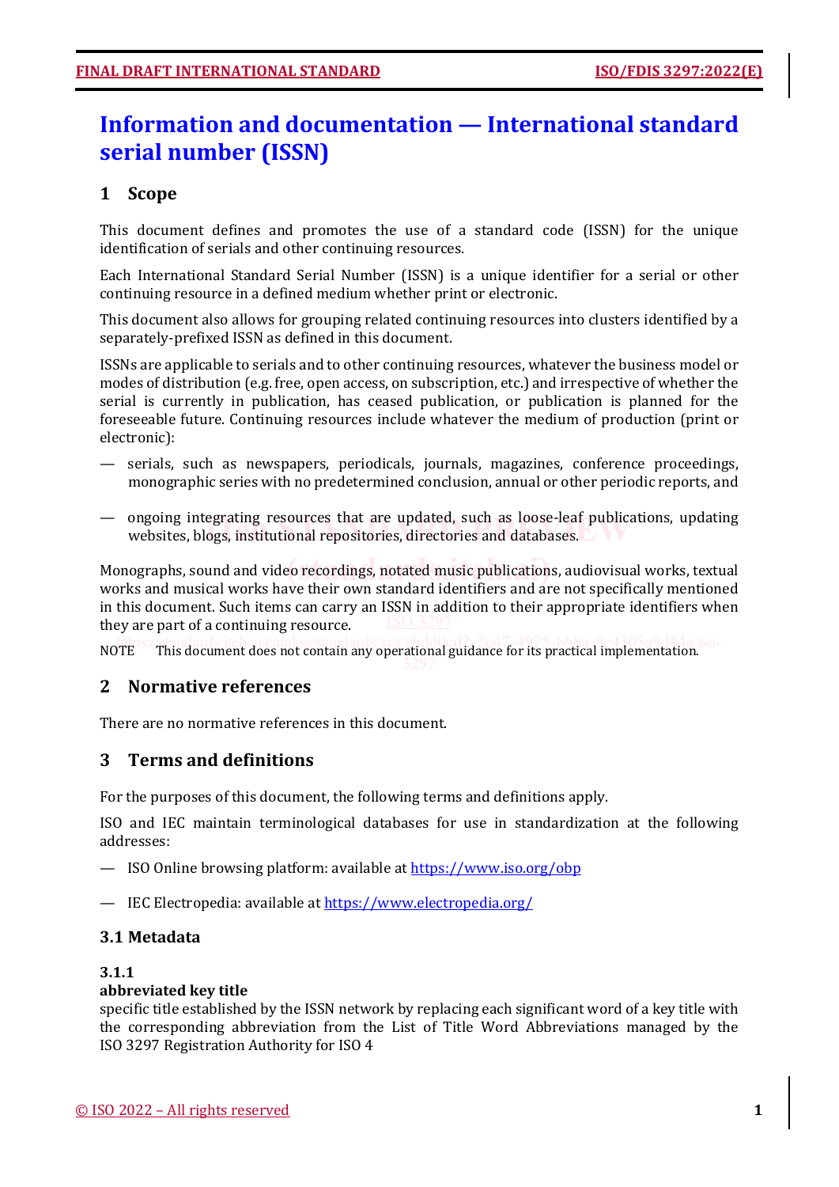# Information and documentation — International standard serial number (ISSN)

## 1 Scope

This document defines and promotes the use of a standard code (ISSN) for the unique identification of serials and other continuing resources.

Each International Standard Serial Number (ISSN) is a unique identifier for a serial or other continuing resource in a defined medium whether print or electronic.

This document also allows for grouping related continuing resources into clusters identified by a separately-prefixed ISSN as defined in this document.

ISSNs are applicable to serials and to other continuing resources, whatever the business model or modes of distribution (e.g. free, open access, on subscription, etc.) and irrespective of whether the serial is currently in publication, has ceased publication, or publication is planned for the foreseeable future. Continuing resources include whatever the medium of production (print or electronic):

— serials, such as newspapers, periodicals, journals, magazines, conference proceedings, monographic series with no predetermined conclusion, annual or other periodic reports, and

— ongoing integrating resources that are updated, such as loose-leaf publications, updating websites, blogs, institutional repositories, directories and databases.

Monographs, sound and video recordings, notated music publications, audiovisual works, textual works and musical works have their own standard identifiers and are not specifically mentioned in this document. Such items can carry an ISSN in addition to their appropriate identifiers when they are part of a continuing resource.

NOTE This document does not contain any operational guidance for its practical implementation.

## 2 Normative references

There are no normative references in this document.

## 3 Terms and definitions

For the purposes of this document, the following terms and definitions apply.

ISO and IEC maintain terminological databases for use in standardization at the following addresses:

— ISO Online browsing platform: available at https://www.iso.org/obp

— IEC Electropedia: available at https://www.electropedia.org/

### 3.1 Metadata

**3.1.1**
**abbreviated key title**
specific title established by the ISSN network by replacing each significant word of a key title with the corresponding abbreviation from the List of Title Word Abbreviations managed by the ISO 3297 Registration Authority for ISO 4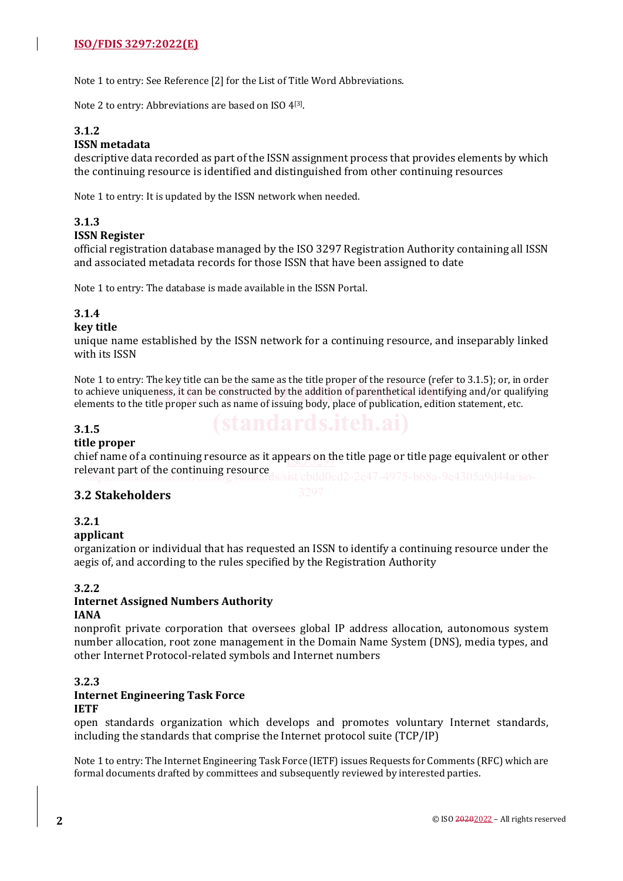Note 1 to entry: See Reference [2] for the List of Title Word Abbreviations.

Note 2 to entry: Abbreviations are based on ISO 4[3].

**3.1.2**
**ISSN metadata**
descriptive data recorded as part of the ISSN assignment process that provides elements by which the continuing resource is identified and distinguished from other continuing resources

Note 1 to entry: It is updated by the ISSN network when needed.

**3.1.3**
**ISSN Register**
official registration database managed by the ISO 3297 Registration Authority containing all ISSN and associated metadata records for those ISSN that have been assigned to date

Note 1 to entry: The database is made available in the ISSN Portal.

**3.1.4**
**key title**
unique name established by the ISSN network for a continuing resource, and inseparably linked with its ISSN

Note 1 to entry: The key title can be the same as the title proper of the resource (refer to 3.1.5); or, in order to achieve uniqueness, it can be constructed by the addition of parenthetical identifying and/or qualifying elements to the title proper such as name of issuing body, place of publication, edition statement, etc.

**3.1.5**
**title proper**
chief name of a continuing resource as it appears on the title page or title page equivalent or other relevant part of the continuing resource

## 3.2 Stakeholders

**3.2.1**
**applicant**
organization or individual that has requested an ISSN to identify a continuing resource under the aegis of, and according to the rules specified by the Registration Authority

**3.2.2**
**Internet Assigned Numbers Authority**
**IANA**
nonprofit private corporation that oversees global IP address allocation, autonomous system number allocation, root zone management in the Domain Name System (DNS), media types, and other Internet Protocol-related symbols and Internet numbers

**3.2.3**
**Internet Engineering Task Force**
**IETF**
open standards organization which develops and promotes voluntary Internet standards, including the standards that comprise the Internet protocol suite (TCP/IP)

Note 1 to entry: The Internet Engineering Task Force (IETF) issues Requests for Comments (RFC) which are formal documents drafted by committees and subsequently reviewed by interested parties.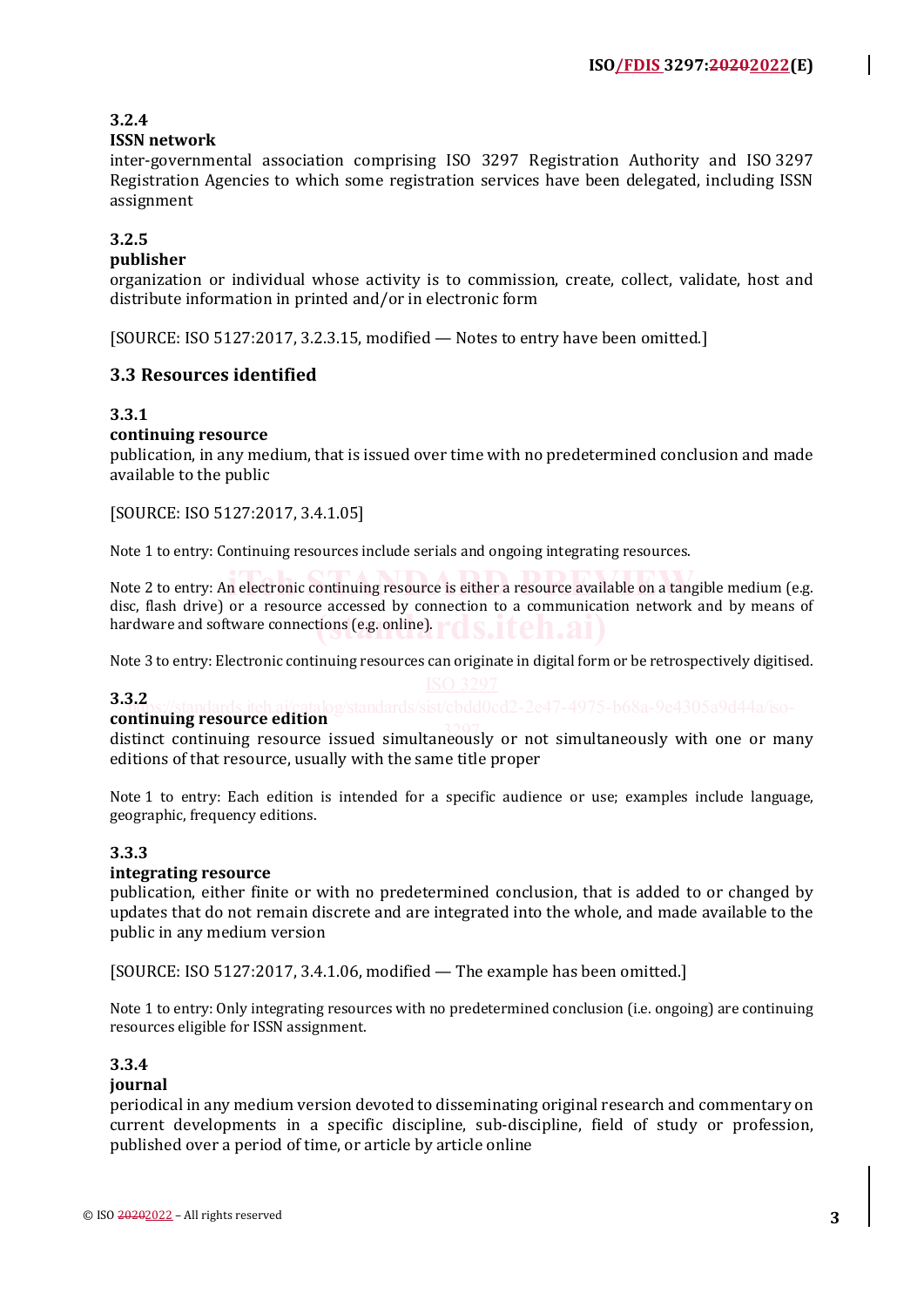**3.2.4**
**ISSN network**
inter-governmental association comprising ISO 3297 Registration Authority and ISO 3297 Registration Agencies to which some registration services have been delegated, including ISSN assignment

**3.2.5**
**publisher**
organization or individual whose activity is to commission, create, collect, validate, host and distribute information in printed and/or in electronic form

[SOURCE: ISO 5127:2017, 3.2.3.15, modified — Notes to entry have been omitted.]

## 3.3 Resources identified

**3.3.1**
**continuing resource**
publication, in any medium, that is issued over time with no predetermined conclusion and made available to the public

[SOURCE: ISO 5127:2017, 3.4.1.05]

Note 1 to entry: Continuing resources include serials and ongoing integrating resources.

Note 2 to entry: An electronic continuing resource is either a resource available on a tangible medium (e.g. disc, flash drive) or a resource accessed by connection to a communication network and by means of hardware and software connections (e.g. online).

Note 3 to entry: Electronic continuing resources can originate in digital form or be retrospectively digitised.

**3.3.2**
**continuing resource edition**
distinct continuing resource issued simultaneously or not simultaneously with one or many editions of that resource, usually with the same title proper

Note 1 to entry: Each edition is intended for a specific audience or use; examples include language, geographic, frequency editions.

**3.3.3**
**integrating resource**
publication, either finite or with no predetermined conclusion, that is added to or changed by updates that do not remain discrete and are integrated into the whole, and made available to the public in any medium version

[SOURCE: ISO 5127:2017, 3.4.1.06, modified — The example has been omitted.]

Note 1 to entry: Only integrating resources with no predetermined conclusion (i.e. ongoing) are continuing resources eligible for ISSN assignment.

**3.3.4**
**journal**
periodical in any medium version devoted to disseminating original research and commentary on current developments in a specific discipline, sub-discipline, field of study or profession, published over a period of time, or article by article online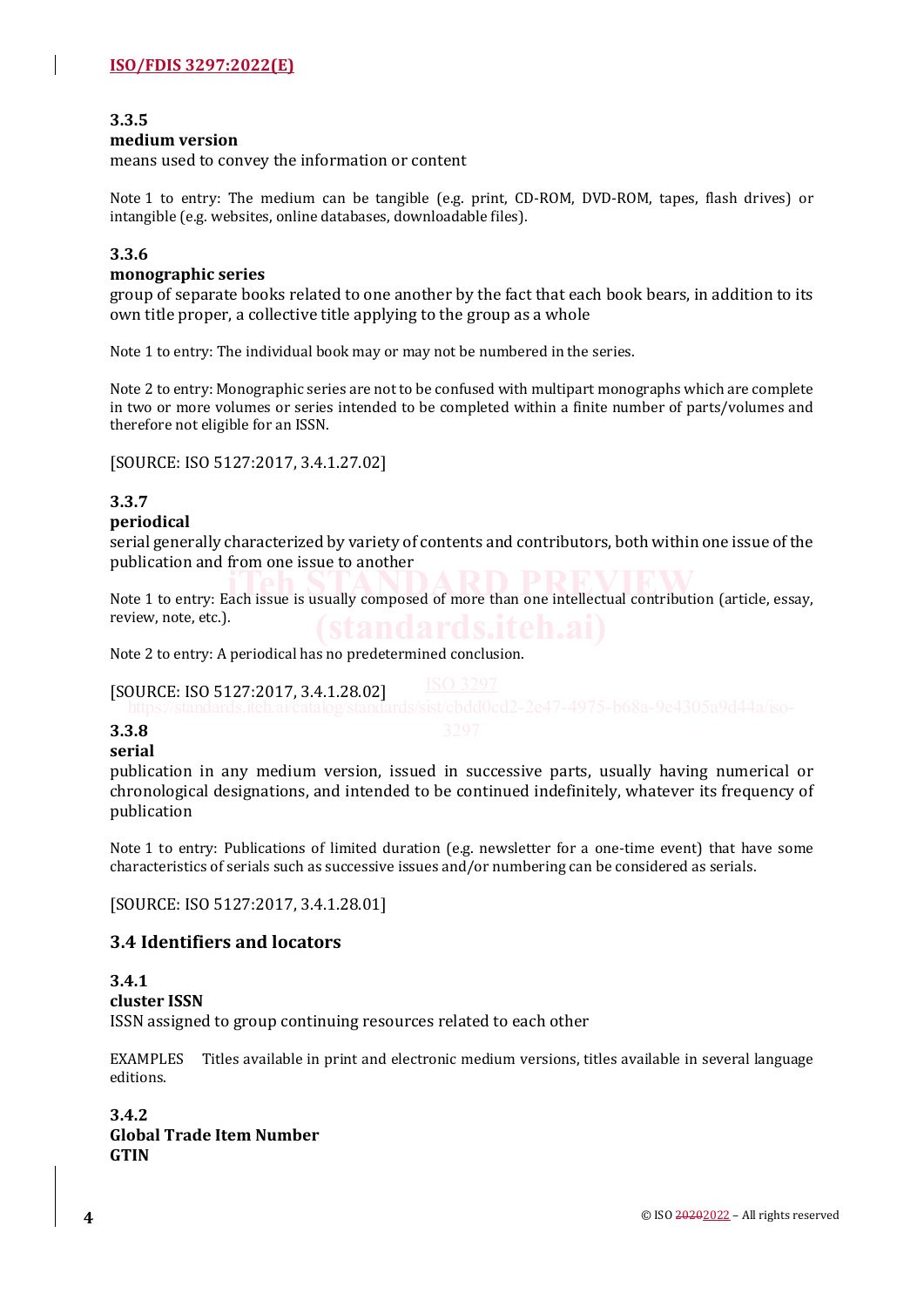### 3.3.5

**medium version**

means used to convey the information or content

Note 1 to entry: The medium can be tangible (e.g. print, CD-ROM, DVD-ROM, tapes, flash drives) or intangible (e.g. websites, online databases, downloadable files).

### 3.3.6

**monographic series**

group of separate books related to one another by the fact that each book bears, in addition to its own title proper, a collective title applying to the group as a whole

Note 1 to entry: The individual book may or may not be numbered in the series.

Note 2 to entry: Monographic series are not to be confused with multipart monographs which are complete in two or more volumes or series intended to be completed within a finite number of parts/volumes and therefore not eligible for an ISSN.

[SOURCE: ISO 5127:2017, 3.4.1.27.02]

### 3.3.7

**periodical**

serial generally characterized by variety of contents and contributors, both within one issue of the publication and from one issue to another

Note 1 to entry: Each issue is usually composed of more than one intellectual contribution (article, essay, review, note, etc.).

Note 2 to entry: A periodical has no predetermined conclusion.

[SOURCE: ISO 5127:2017, 3.4.1.28.02]

### 3.3.8

**serial**

publication in any medium version, issued in successive parts, usually having numerical or chronological designations, and intended to be continued indefinitely, whatever its frequency of publication

Note 1 to entry: Publications of limited duration (e.g. newsletter for a one-time event) that have some characteristics of serials such as successive issues and/or numbering can be considered as serials.

[SOURCE: ISO 5127:2017, 3.4.1.28.01]

## 3.4 Identifiers and locators

### 3.4.1

**cluster ISSN**

ISSN assigned to group continuing resources related to each other

EXAMPLES Titles available in print and electronic medium versions, titles available in several language editions.

### 3.4.2

**Global Trade Item Number**

**GTIN**